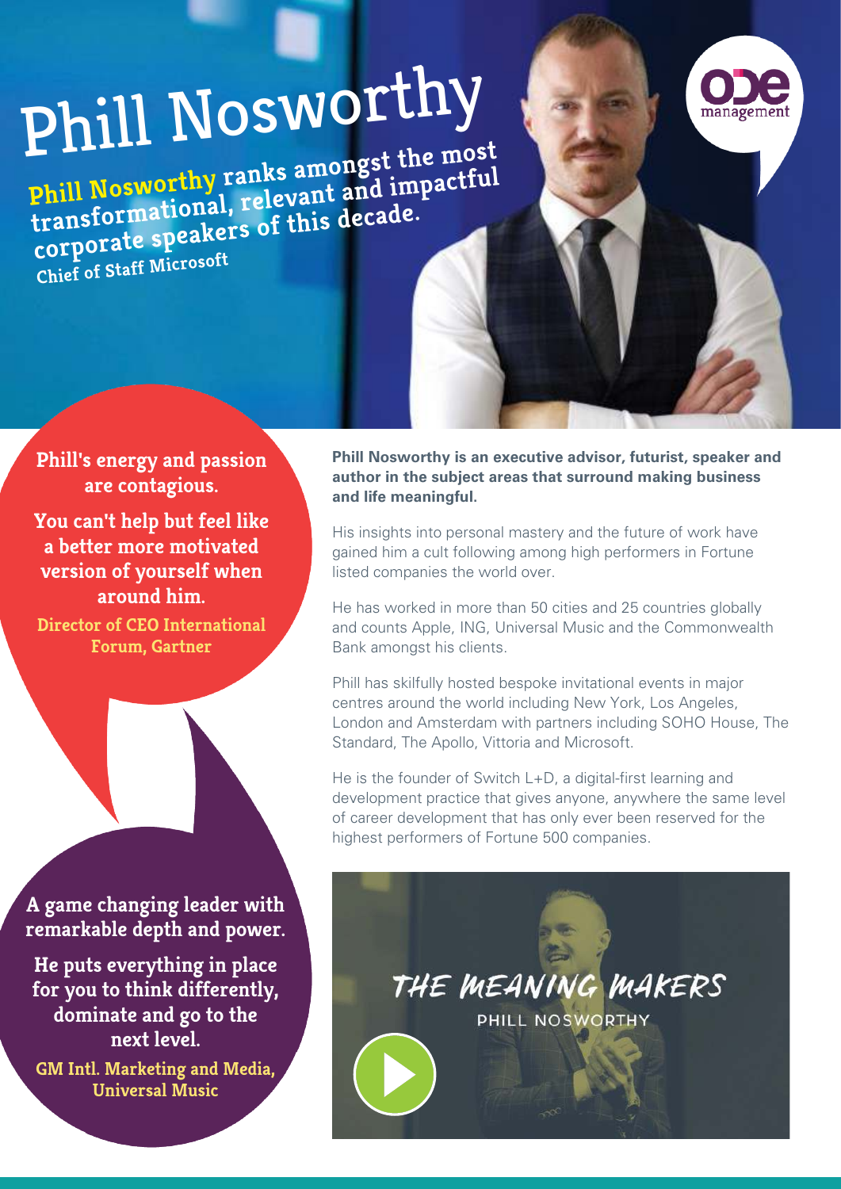# Phill Nosworthy

**Phill Nosworthy ranks amongst the most transformational, relevant and impactful corporate speakers of this decade.**

**Chief of Staff Microsoft**

**Phill's energy and passion are contagious.**

**You can't help but feel like a better more motivated version of yourself when around him.**

**Director of CEO International Forum, Gartner**

**A game changing leader with remarkable depth and power.**

**He puts everything in place for you to think differently, dominate and go to the next level.**

**GM Intl. Marketing and Media, Universal Music**

**Phill Nosworthy is an executive advisor, futurist, speaker and author in the subject areas that surround making business and life meaningful.**

His insights into personal mastery and the future of work have gained him a cult following among high performers in Fortune listed companies the world over.

He has worked in more than 50 cities and 25 countries globally and counts Apple, ING, Universal Music and the Commonwealth Bank amongst his clients.

Phill has skilfully hosted bespoke invitational events in major centres around the world including New York, Los Angeles, London and Amsterdam with partners including SOHO House, The Standard, The Apollo, Vittoria and Microsoft.

He is the founder of Switch L+D, a digital-first learning and development practice that gives anyone, anywhere the same level of career development that has only ever been reserved for the highest performers of Fortune 500 companies.

THE MEANING MAKERS

PHILL NOSWORTHY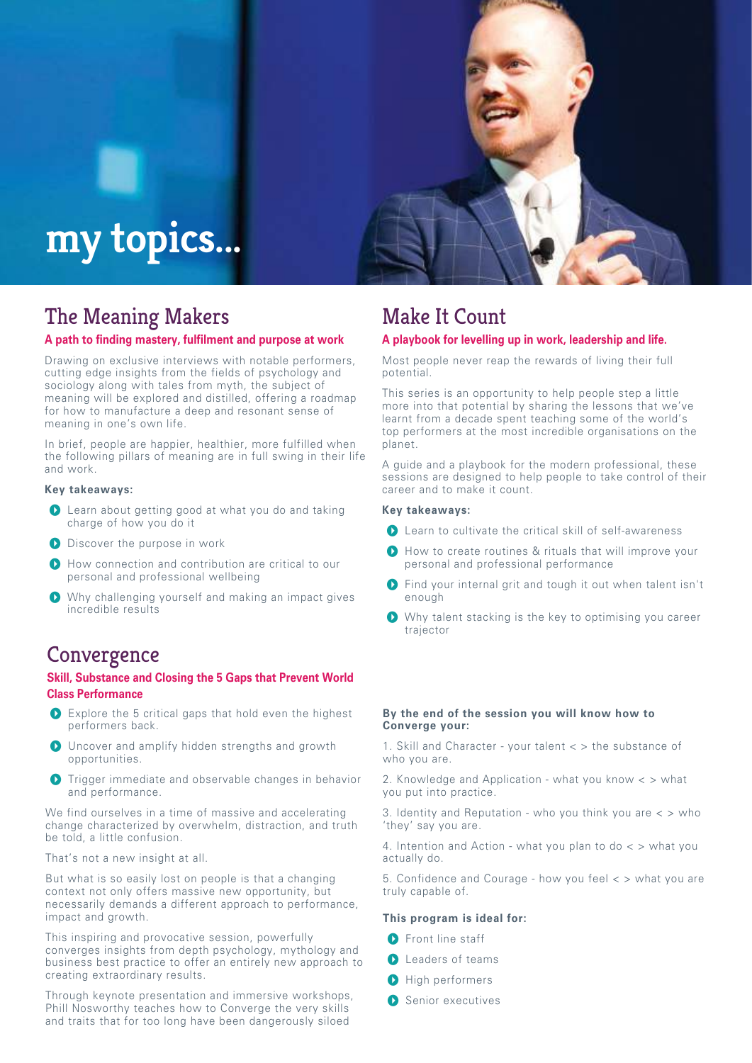# my topics...

## The Meaning Makers

**A path to finding mastery, fulfilment and purpose at work**

Drawing on exclusive interviews with notable performers, cutting edge insights from the fields of psychology and sociology along with tales from myth, the subject of meaning will be explored and distilled, offering a roadmap for how to manufacture a deep and resonant sense of meaning in one's own life.

In brief, people are happier, healthier, more fulfilled when the following pillars of meaning are in full swing in their life and work.

**Key takeaways:**

- Learn about getting good at what you do and taking charge of how you do it
- Discover the purpose in work
- How connection and contribution are critical to our personal and professional wellbeing
- Why challenging yourself and making an impact gives incredible results

## Convergence

**Skill, Substance and Closing the 5 Gaps that Prevent World Class Performance**

- Explore the 5 critical gaps that hold even the highest performers back.
- Uncover and amplify hidden strengths and growth opportunities.
- Trigger immediate and observable changes in behavior and performance.

We find ourselves in a time of massive and accelerating change characterized by overwhelm, distraction, and truth be told, a little confusion.

That's not a new insight at all.

But what is so easily lost on people is that a changing context not only offers massive new opportunity, but necessarily demands a different approach to performance, impact and growth.

This inspiring and provocative session, powerfully converges insights from depth psychology, mythology and business best practice to offer an entirely new approach to creating extraordinary results.

Through keynote presentation and immersive workshops, Phill Nosworthy teaches how to Converge the very skills and traits that for too long have been dangerously siloed

## Make It Count

**A playbook for levelling up in work, leadership and life.**

Most people never reap the rewards of living their full potential.

This series is an opportunity to help people step a little more into that potential by sharing the lessons that we've learnt from a decade spent teaching some of the world's top performers at the most incredible organisations on the planet.

A guide and a playbook for the modern professional, these sessions are designed to help people to take control of their career and to make it count.

**Key takeaways:**

- Learn to cultivate the critical skill of self-awareness
- How to create routines & rituals that will improve your personal and professional performance
- Find your internal grit and tough it out when talent isn't enough
- Why talent stacking is the key to optimising you career trajector

**By the end of the session you will know how to Converge your:**

1. Skill and Character - your talent < > the substance of who you are.

2. Knowledge and Application - what you know < > what you put into practice.

3. Identity and Reputation - who you think you are < > who 'they' say you are.

4. Intention and Action - what you plan to do < > what you actually do.

5. Confidence and Courage - how you feel < > what you are truly capable of.

**This program is ideal for:**

- Front line staff
- Leaders of teams
- High performers
- Senior executives